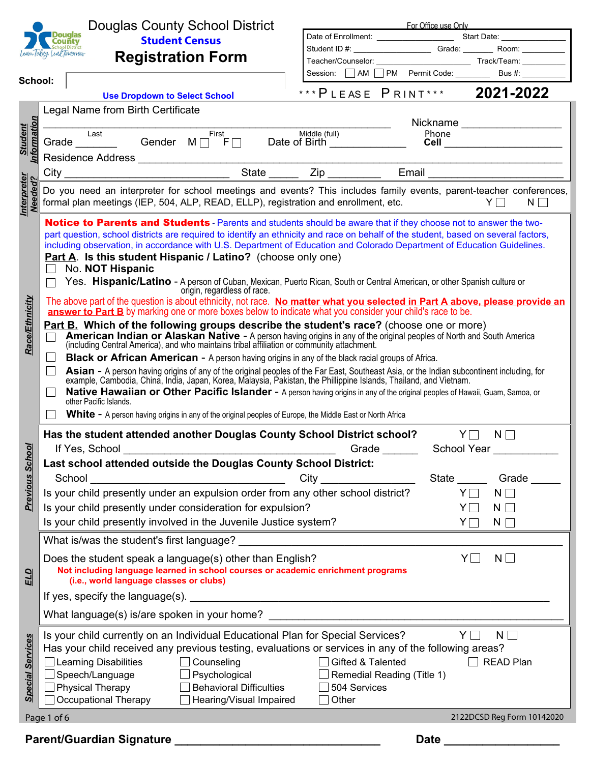# Douglas County School District

**Student Census**

## Registration Form

**School:** ______________________

Use Dropdown to Select School

| For Office use Only | | | |
|---|---|---|---|
| Date of Enrollment: ______ | | Start Date: ______ | |
| Student ID #: ______ | Grade: ______ | Room: ______ | |
| Teacher/Counselor: ______ | | Track/Team: ______ | |
| Session: ☐ AM ☐ PM | Permit Code: ______ | Bus #: ______ | |

\*\*\*PLEASE PRINT\*\*\* **2021-2022**

---

### Student Information

Legal Name from Birth Certificate

______________________________ (Last) ______________________________ (First) ______________________________ (Middle (full)) Nickname ______________

Grade ______ Gender M ☐ F ☐ Date of Birth ______________ Phone Cell ______________

Residence Address ______________________________________________

City ______________ State ______ Zip ______ Email ______________

### Interpreter Needed?

Do you need an interpreter for school meetings and events? This includes family events, parent-teacher conferences, formal plan meetings (IEP, 504, ALP, READ, ELLP), registration and enrollment, etc. Y ☐ N ☐

### Race/Ethnicity

**Notice to Parents and Students** - Parents and students should be aware that if they choose not to answer the two-part question, school districts are required to identify an ethnicity and race on behalf of the student, based on several factors, including observation, in accordance with U.S. Department of Education and Colorado Department of Education Guidelines.

**Part A. Is this student Hispanic / Latino?** (choose only one)

- ☐ No. **NOT Hispanic**
- ☐ Yes. **Hispanic/Latino** - A person of Cuban, Mexican, Puerto Rican, South or Central American, or other Spanish culture or origin, regardless of race.

The above part of the question is about ethnicity, not race. **No matter what you selected in Part A above, please provide an answer to Part B** by marking one or more boxes below to indicate what you consider your child's race to be.

**Part B. Which of the following groups describe the student's race?** (choose one or more)

- ☐ **American Indian or Alaskan Native** - A person having origins in any of the original peoples of North and South America (including Central America), and who maintains tribal affiliation or community attachment.
- ☐ **Black or African American** - A person having origins in any of the black racial groups of Africa.
- ☐ **Asian** - A person having origins of any of the original peoples of the Far East, Southeast Asia, or the Indian subcontinent including, for example, Cambodia, China, India, Japan, Korea, Malaysia, Pakistan, the Phillippine Islands, Thailand, and Vietnam.
- ☐ **Native Hawaiian or Other Pacific Islander** - A person having origins in any of the original peoples of Hawaii, Guam, Samoa, or other Pacific Islands.
- ☐ **White** - A person having origins in any of the original peoples of Europe, the Middle East or North Africa

### Previous School

**Has the student attended another Douglas County School District school?** Y ☐ N ☐

If Yes, School ______________________ Grade ______ School Year ______

**Last school attended outside the Douglas County School District:**

School ______________________ City ______________ State ______ Grade ______

Is your child presently under an expulsion order from any other school district? Y ☐ N ☐

Is your child presently under consideration for expulsion? Y ☐ N ☐

Is your child presently involved in the Juvenile Justice system? Y ☐ N ☐

### ELD

What is/was the student's first language? ______________________

Does the student speak a language(s) other than English? Y ☐ N ☐

**Not including language learned in school courses or academic enrichment programs (i.e., world language classes or clubs)**

If yes, specify the language(s). ______________________

What language(s) is/are spoken in your home? ______________________

### Special Services

Is your child currently on an Individual Educational Plan for Special Services? Y ☐ N ☐

Has your child received any previous testing, evaluations or services in any of the following areas?

| | | | |
|---|---|---|---|
| ☐ Learning Disabilities | ☐ Counseling | ☐ Gifted & Talented | ☐ READ Plan |
| ☐ Speech/Language | ☐ Psychological | ☐ Remedial Reading (Title 1) | |
| ☐ Physical Therapy | ☐ Behavioral Difficulties | ☐ 504 Services | |
| ☐ Occupational Therapy | ☐ Hearing/Visual Impaired | ☐ Other | |

2122DCSD Reg Form 10142020

**Parent/Guardian Signature** ______________________ **Date** ______________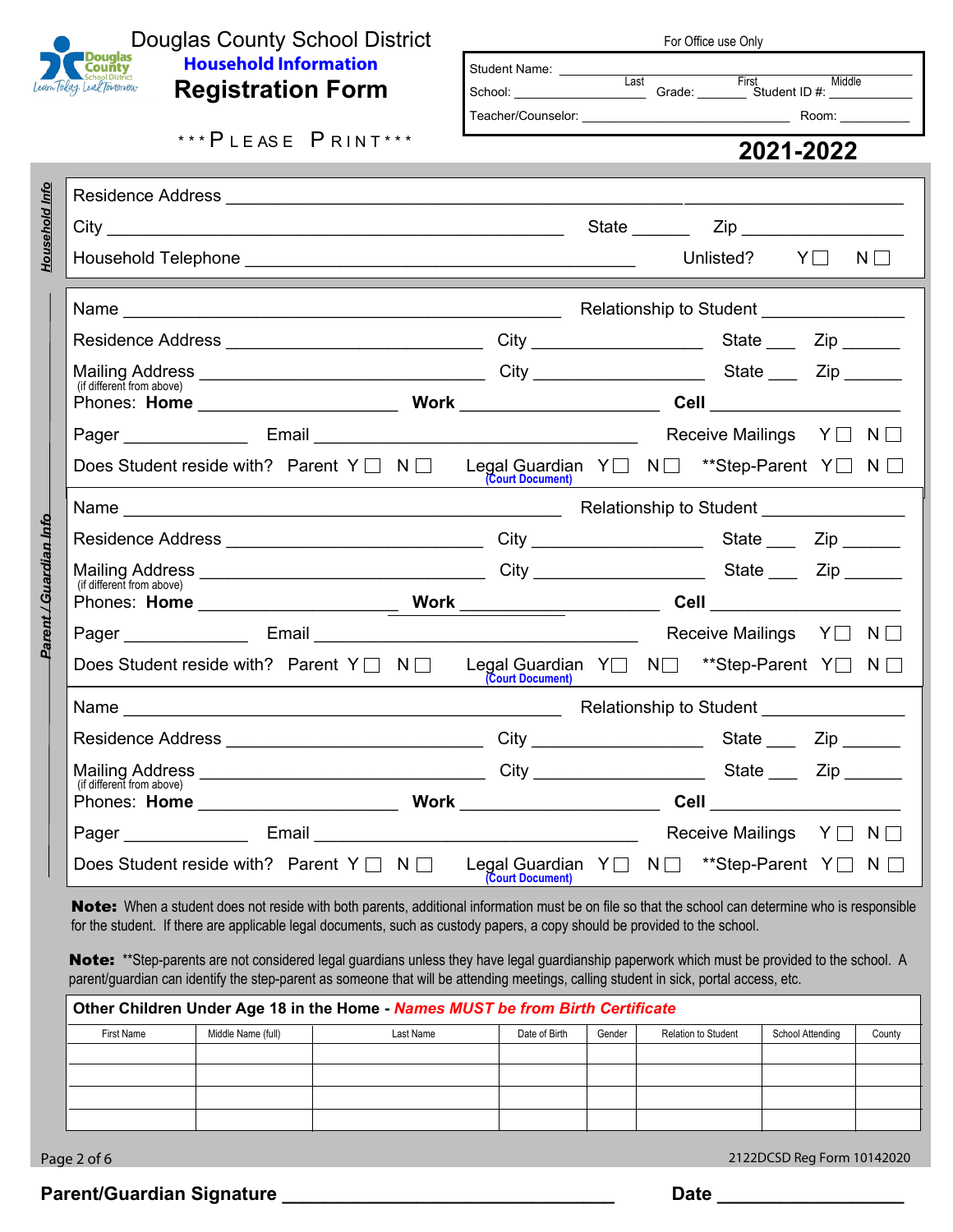# Douglas County School District

## Household Information

## Registration Form

***PLEASE PRINT***

For Office use Only

Student Name: ______________________________ Last ______ First ______ Middle ______

School: ____________ Grade: ________ Student ID #: ____________

Teacher/Counselor: ______________________ Room: __________

**2021-2022**

### Household Info

Residence Address ________________________________________________

City ______________________________ State ______ Zip ______________

Household Telephone ______________________________ Unlisted? Y ☐ N ☐

### Parent / Guardian Info

Name ______________________________ Relationship to Student ______________

Residence Address ______________________ City ______________ State ___ Zip ______

Mailing Address ______________________ City ______________ State ___ Zip ______
(if different from above)

Phones: **Home** ________________ **Work** ________________ **Cell** ________________

Pager ____________ Email ______________________ Receive Mailings Y ☐ N ☐

Does Student reside with? Parent Y ☐ N ☐ Legal Guardian Y ☐ N ☐ (Court Document) **Step-Parent Y ☐ N ☐

Name ______________________________ Relationship to Student ______________

Residence Address ______________________ City ______________ State ___ Zip ______

Mailing Address ______________________ City ______________ State ___ Zip ______
(if different from above)

Phones: **Home** ________________ **Work** ________________ **Cell** ________________

Pager ____________ Email ______________________ Receive Mailings Y ☐ N ☐

Does Student reside with? Parent Y ☐ N ☐ Legal Guardian Y ☐ N ☐ (Court Document) **Step-Parent Y ☐ N ☐

Name ______________________________ Relationship to Student ______________

Residence Address ______________________ City ______________ State ___ Zip ______

Mailing Address ______________________ City ______________ State ___ Zip ______
(if different from above)

Phones: **Home** ________________ **Work** ________________ **Cell** ________________

Pager ____________ Email ______________________ Receive Mailings Y ☐ N ☐

Does Student reside with? Parent Y ☐ N ☐ Legal Guardian Y ☐ N ☐ (Court Document) **Step-Parent Y ☐ N ☐

**Note:** When a student does not reside with both parents, additional information must be on file so that the school can determine who is responsible for the student. If there are applicable legal documents, such as custody papers, a copy should be provided to the school.

**Note:** **Step-parents are not considered legal guardians unless they have legal guardianship paperwork which must be provided to the school. A parent/guardian can identify the step-parent as someone that will be attending meetings, calling student in sick, portal access, etc.

**Other Children Under Age 18 in the Home - *Names MUST be from Birth Certificate***

| First Name | Middle Name (full) | Last Name | Date of Birth | Gender | Relation to Student | School Attending | County |
|---|---|---|---|---|---|---|---|
| | | | | | | | |
| | | | | | | | |
| | | | | | | | |
| | | | | | | | |

2122DCSD Reg Form 10142020

**Parent/Guardian Signature** ______________________________ **Date** ________________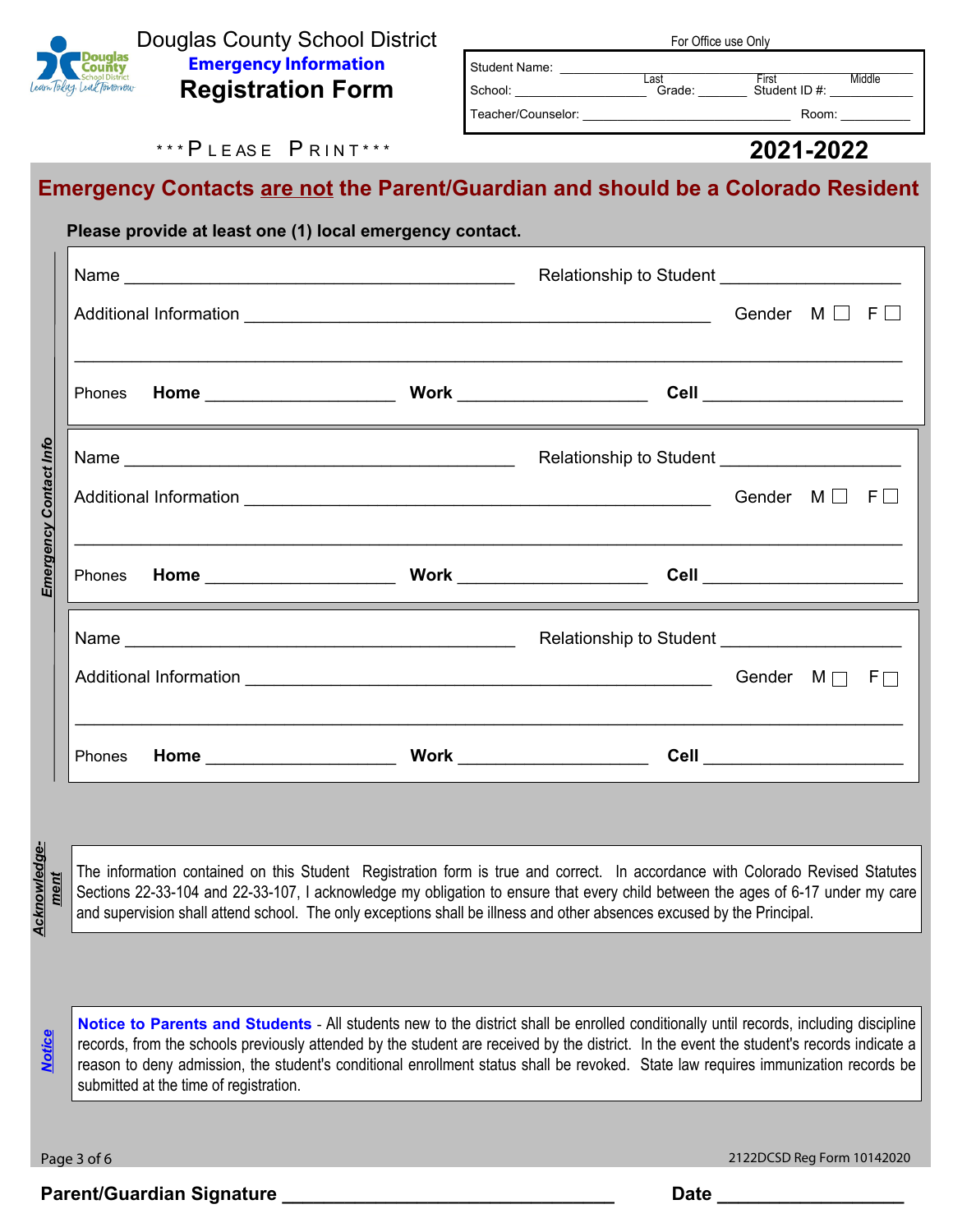# Douglas County School District

**Emergency Information**

## Registration Form

For Office use Only

Student Name: ______________________________ 
Last First Middle

School: ____________________ Grade: ________ Student ID #: ____________

Teacher/Counselor: ______________________________ Room: __________

\*\*\*PLEASE PRINT\*\*\*

**2021-2022**

## Emergency Contacts are not the Parent/Guardian and should be a Colorado Resident

**Please provide at least one (1) local emergency contact.**

*Emergency Contact Info*

Name ____________________________________________ Relationship to Student ____________________

Additional Information ______________________________________________________ Gender M ☐ F ☐

______________________________________________________________________________

Phones **Home** ____________________ **Work** ____________________ **Cell** ____________________

Name ____________________________________________ Relationship to Student ____________________

Additional Information ______________________________________________________ Gender M ☐ F ☐

______________________________________________________________________________

Phones **Home** ____________________ **Work** ____________________ **Cell** ____________________

Name ____________________________________________ Relationship to Student ____________________

Additional Information ______________________________________________________ Gender M ☐ F ☐

______________________________________________________________________________

Phones **Home** ____________________ **Work** ____________________ **Cell** ____________________

***Acknowledgement***

The information contained on this Student Registration form is true and correct. In accordance with Colorado Revised Statutes Sections 22-33-104 and 22-33-107, I acknowledge my obligation to ensure that every child between the ages of 6-17 under my care and supervision shall attend school. The only exceptions shall be illness and other absences excused by the Principal.

***Notice***

**Notice to Parents and Students** - All students new to the district shall be enrolled conditionally until records, including discipline records, from the schools previously attended by the student are received by the district. In the event the student's records indicate a reason to deny admission, the student's conditional enrollment status shall be revoked. State law requires immunization records be submitted at the time of registration.

2122DCSD Reg Form 10142020

**Parent/Guardian Signature** ________________________________ **Date** __________________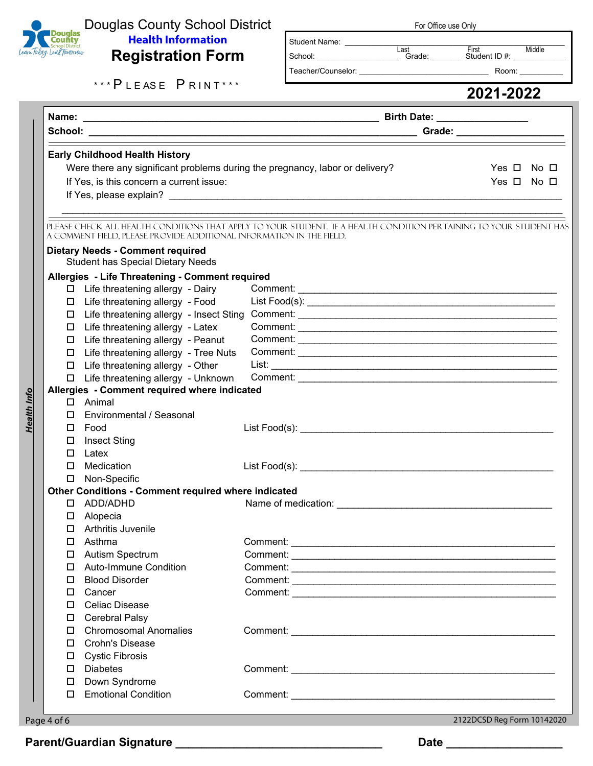# Douglas County School District

## Health Information

## Registration Form

\*\*\*PLEASE PRINT\*\*\*

For Office use Only

Student Name: ______________________ Last First Middle

School: ____________ Grade: ______ Student ID #: __________

Teacher/Counselor: ______________________ Room: ________

**2021-2022**

*Health Info*

**Name:** ______________________________ **Birth Date:** ______________

**School:** ______________________________ **Grade:** ______________

**Early Childhood Health History**

Were there any significant problems during the pregnancy, labor or delivery? Yes ☐ No ☐

If Yes, is this concern a current issue: Yes ☐ No ☐

If Yes, please explain? ______________________________________________

______________________________________________

PLEASE CHECK ALL HEALTH CONDITIONS THAT APPLY TO YOUR STUDENT. IF A HEALTH CONDITION PERTAINING TO YOUR STUDENT HAS A COMMENT FIELD, PLEASE PROVIDE ADDITIONAL INFORMATION IN THE FIELD.

**Dietary Needs - Comment required**

Student has Special Dietary Needs

**Allergies - Life Threatening - Comment required**

- ☐ Life threatening allergy - Dairy — Comment: ______________________
- ☐ Life threatening allergy - Food — List Food(s): ______________________
- ☐ Life threatening allergy - Insect Sting — Comment: ______________________
- ☐ Life threatening allergy - Latex — Comment: ______________________
- ☐ Life threatening allergy - Peanut — Comment: ______________________
- ☐ Life threatening allergy - Tree Nuts — Comment: ______________________
- ☐ Life threatening allergy - Other — List: ______________________
- ☐ Life threatening allergy - Unknown — Comment: ______________________

**Allergies - Comment required where indicated**

- ☐ Animal
- ☐ Environmental / Seasonal
- ☐ Food — List Food(s): ______________________
- ☐ Insect Sting
- ☐ Latex
- ☐ Medication — List Food(s): ______________________
- ☐ Non-Specific

**Other Conditions - Comment required where indicated**

- ☐ ADD/ADHD — Name of medication: ______________________
- ☐ Alopecia
- ☐ Arthritis Juvenile
- ☐ Asthma — Comment: ______________________
- ☐ Autism Spectrum — Comment: ______________________
- ☐ Auto-Immune Condition — Comment: ______________________
- ☐ Blood Disorder — Comment: ______________________
- ☐ Cancer — Comment: ______________________
- ☐ Celiac Disease
- ☐ Cerebral Palsy
- ☐ Chromosomal Anomalies — Comment: ______________________
- ☐ Crohn's Disease
- ☐ Cystic Fibrosis
- ☐ Diabetes — Comment: ______________________
- ☐ Down Syndrome
- ☐ Emotional Condition — Comment: ______________________

2122DCSD Reg Form 10142020

**Parent/Guardian Signature** ______________________ **Date** ______________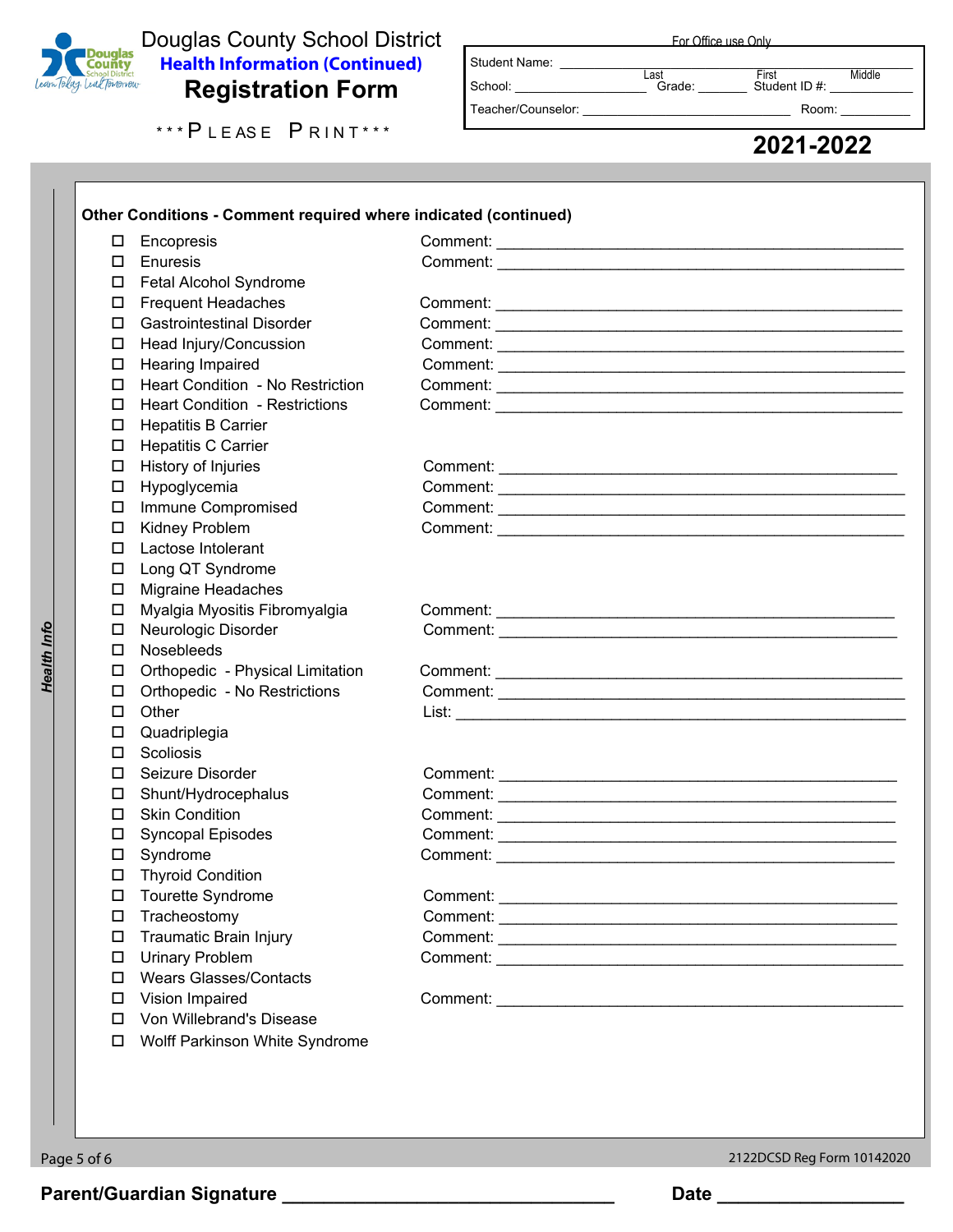# Douglas County School District

## Health Information (Continued)

## Registration Form

\*\*\*PLEASE PRINT\*\*\*

| For Office use Only | | | |
|---|---|---|---|
| Student Name: ______ Last | First | Middle | |
| School: ______ | Grade: ______ | Student ID #: ______ | |
| Teacher/Counselor: ______ | | Room: ______ | |

**2021-2022**

*Health Info*

**Other Conditions - Comment required where indicated (continued)**

- ☐ Encopresis — Comment: ______
- ☐ Enuresis — Comment: ______
- ☐ Fetal Alcohol Syndrome
- ☐ Frequent Headaches — Comment: ______
- ☐ Gastrointestinal Disorder — Comment: ______
- ☐ Head Injury/Concussion — Comment: ______
- ☐ Hearing Impaired — Comment: ______
- ☐ Heart Condition - No Restriction — Comment: ______
- ☐ Heart Condition - Restrictions — Comment: ______
- ☐ Hepatitis B Carrier
- ☐ Hepatitis C Carrier
- ☐ History of Injuries — Comment: ______
- ☐ Hypoglycemia — Comment: ______
- ☐ Immune Compromised — Comment: ______
- ☐ Kidney Problem — Comment: ______
- ☐ Lactose Intolerant
- ☐ Long QT Syndrome
- ☐ Migraine Headaches
- ☐ Myalgia Myositis Fibromyalgia — Comment: ______
- ☐ Neurologic Disorder — Comment: ______
- ☐ Nosebleeds
- ☐ Orthopedic - Physical Limitation — Comment: ______
- ☐ Orthopedic - No Restrictions — Comment: ______
- ☐ Other — List: ______
- ☐ Quadriplegia
- ☐ Scoliosis
- ☐ Seizure Disorder — Comment: ______
- ☐ Shunt/Hydrocephalus — Comment: ______
- ☐ Skin Condition — Comment: ______
- ☐ Syncopal Episodes — Comment: ______
- ☐ Syndrome — Comment: ______
- ☐ Thyroid Condition
- ☐ Tourette Syndrome — Comment: ______
- ☐ Tracheostomy — Comment: ______
- ☐ Traumatic Brain Injury — Comment: ______
- ☐ Urinary Problem — Comment: ______
- ☐ Wears Glasses/Contacts
- ☐ Vision Impaired — Comment: ______
- ☐ Von Willebrand's Disease
- ☐ Wolff Parkinson White Syndrome

2122DCSD Reg Form 10142020

**Parent/Guardian Signature** ______________________ **Date** ______________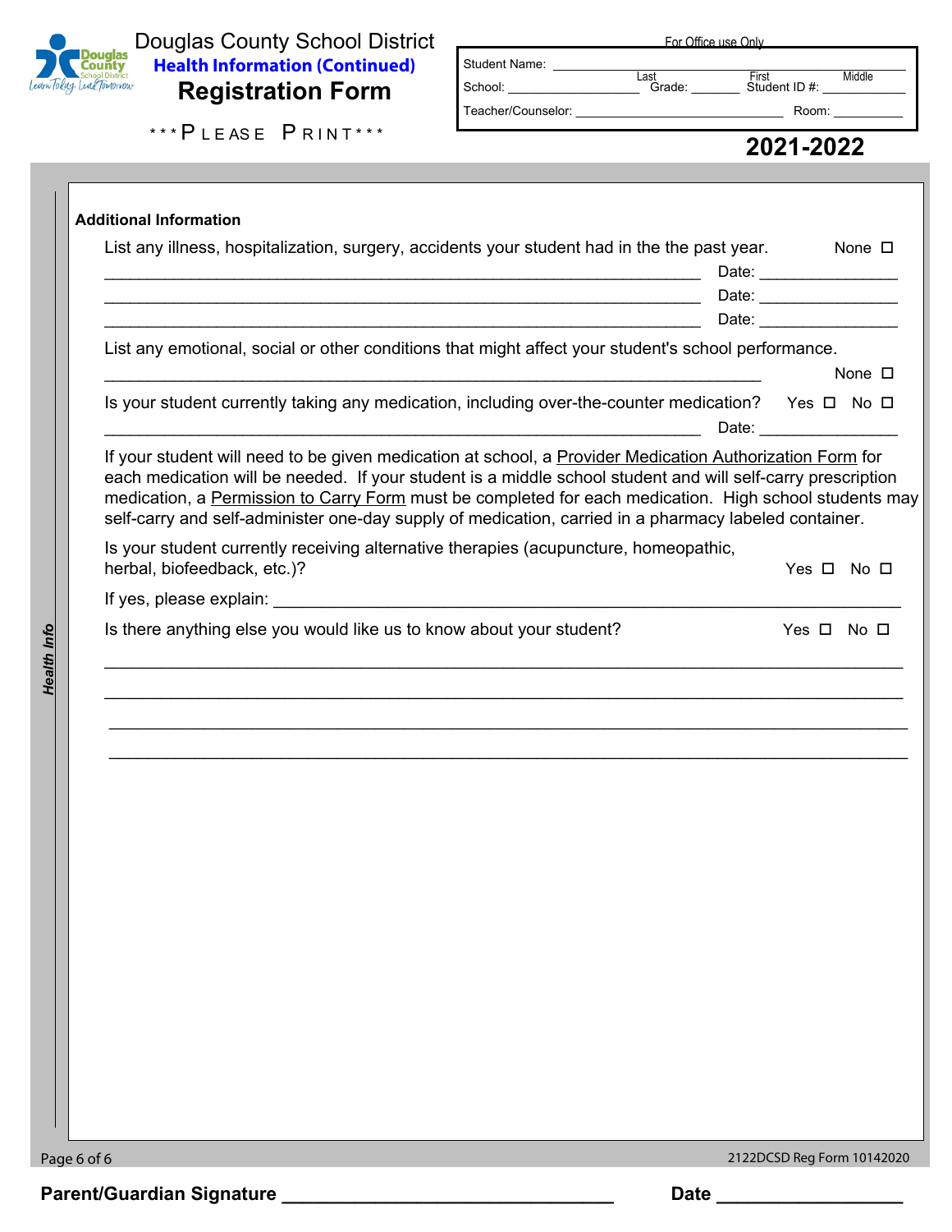# Douglas County School District

## Health Information (Continued)

## Registration Form

\*\*\*PLEASE PRINT\*\*\*

For Office use Only

Student Name: ____________________ Last First Middle

School: ____________ Grade: ______ Student ID #: __________

Teacher/Counselor: ____________________ Room: ________

**2021-2022**

*Health Info*

**Additional Information**

List any illness, hospitalization, surgery, accidents your student had in the the past year. None ☐

____________________________________________ Date: ______________

____________________________________________ Date: ______________

____________________________________________ Date: ______________

List any emotional, social or other conditions that might affect your student's school performance.

____________________________________________ None ☐

Is your student currently taking any medication, including over-the-counter medication? Yes ☐ No ☐

____________________________________________ Date: ______________

If your student will need to be given medication at school, a Provider Medication Authorization Form for each medication will be needed. If your student is a middle school student and will self-carry prescription medication, a Permission to Carry Form must be completed for each medication. High school students may self-carry and self-administer one-day supply of medication, carried in a pharmacy labeled container.

Is your student currently receiving alternative therapies (acupuncture, homeopathic, herbal, biofeedback, etc.)? Yes ☐ No ☐

If yes, please explain: ____________________________________________

Is there anything else you would like us to know about your student? Yes ☐ No ☐

____________________________________________

____________________________________________

____________________________________________

____________________________________________

2122DCSD Reg Form 10142020

**Parent/Guardian Signature** ______________________________ **Date** ______________